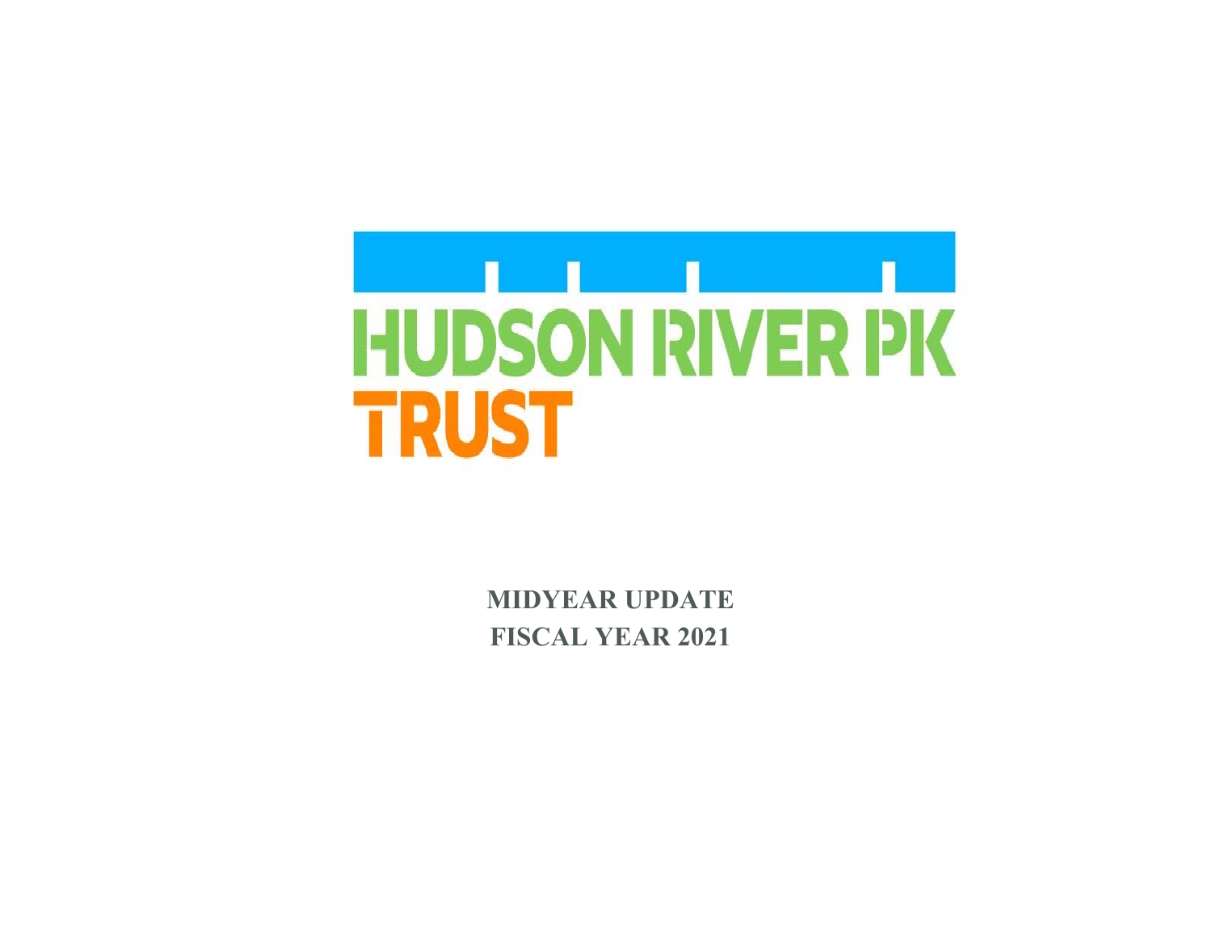# HUDSON RIVER PK TRUST

**MIDYEAR UPDATE**
**FISCAL YEAR 2021**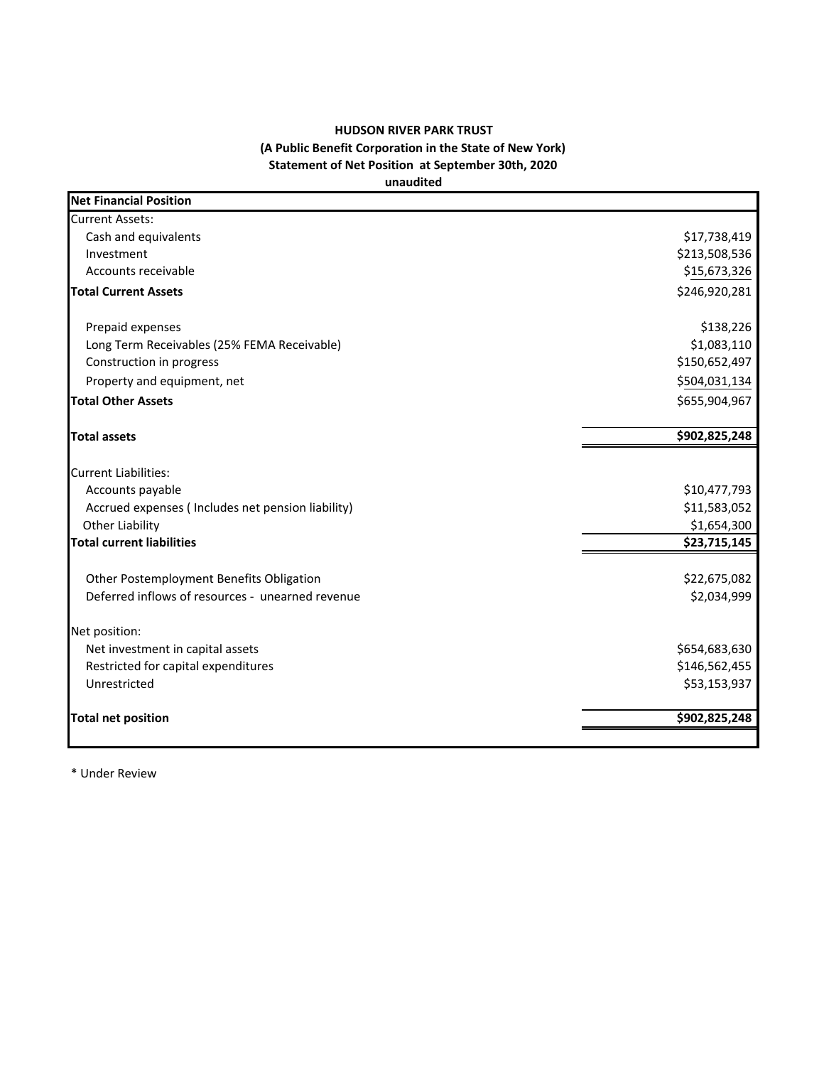**HUDSON RIVER PARK TRUST**
**(A Public Benefit Corporation in the State of New York)**
**Statement of Net Position at September 30th, 2020**
**unaudited**

| **Net Financial Position** | |
|---|---|
| Current Assets: | |
| Cash and equivalents | $17,738,419 |
| Investment | $213,508,536 |
| Accounts receivable | $15,673,326 |
| **Total Current Assets** | $246,920,281 |
| | |
| Prepaid expenses | $138,226 |
| Long Term Receivables (25% FEMA Receivable) | $1,083,110 |
| Construction in progress | $150,652,497 |
| Property and equipment, net | $504,031,134 |
| **Total Other Assets** | $655,904,967 |
| | |
| **Total assets** | **$902,825,248** |
| | |
| Current Liabilities: | |
| Accounts payable | $10,477,793 |
| Accrued expenses ( Includes net pension liability) | $11,583,052 |
| Other Liability | $1,654,300 |
| **Total current liabilities** | **$23,715,145** |
| | |
| Other Postemployment Benefits Obligation | $22,675,082 |
| Deferred inflows of resources - unearned revenue | $2,034,999 |
| | |
| Net position: | |
| Net investment in capital assets | $654,683,630 |
| Restricted for capital expenditures | $146,562,455 |
| Unrestricted | $53,153,937 |
| | |
| **Total net position** | **$902,825,248** |

* Under Review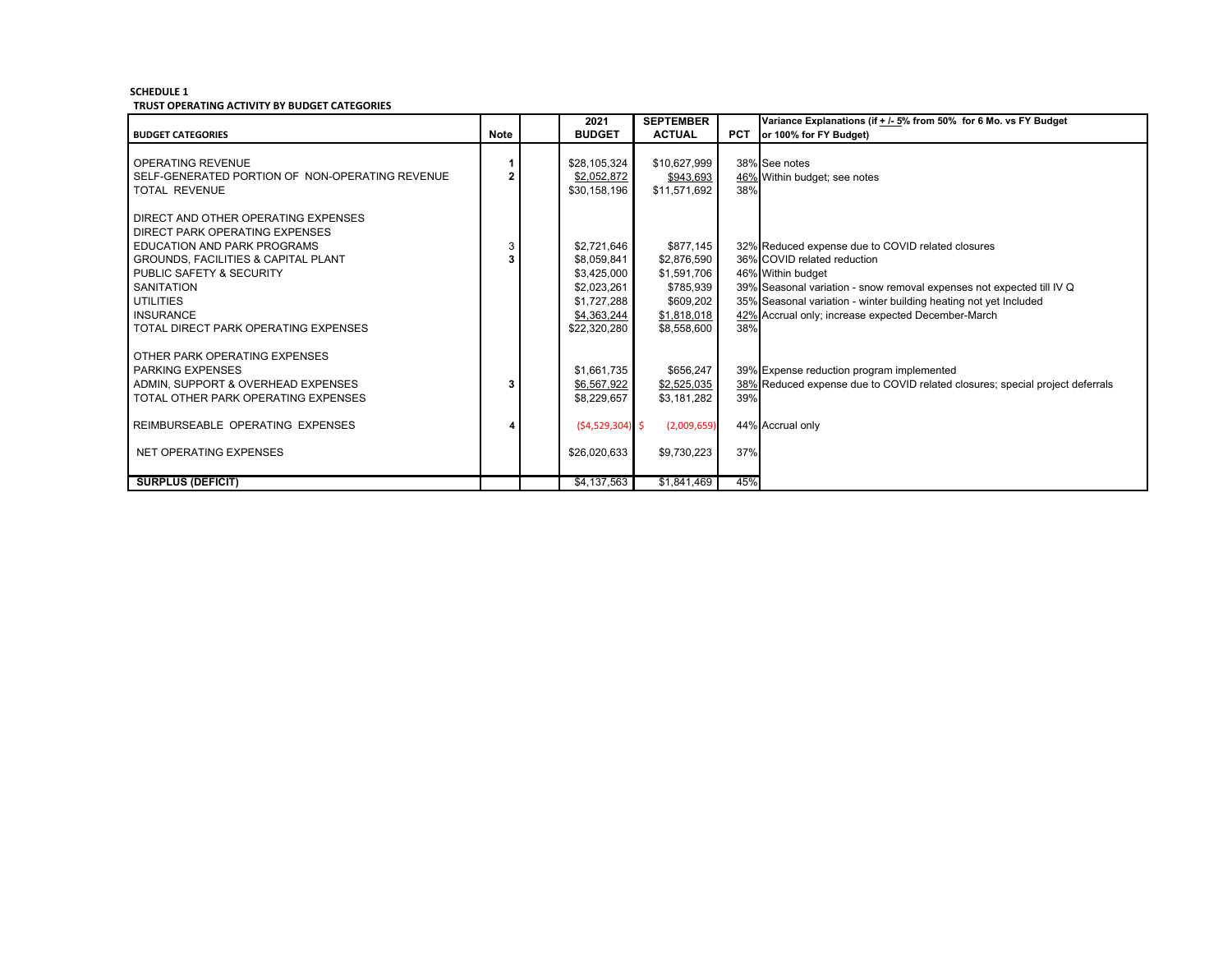**SCHEDULE 1**

**TRUST OPERATING ACTIVITY BY BUDGET CATEGORIES**

| **BUDGET CATEGORIES** | **Note** | | **2021 BUDGET** | **SEPTEMBER ACTUAL** | **PCT** | **Variance Explanations (if + /- 5% from 50% for 6 Mo. vs FY Budget or 100% for FY Budget)** |
|---|---|---|---|---|---|---|
| OPERATING REVENUE | **1** | | $28,105,324 | $10,627,999 | 38% | See notes |
| SELF-GENERATED PORTION OF NON-OPERATING REVENUE | **2** | | $2,052,872 | $943,693 | 46% | Within budget; see notes |
| TOTAL REVENUE | | | $30,158,196 | $11,571,692 | 38% | |
| | | | | | | |
| DIRECT AND OTHER OPERATING EXPENSES | | | | | | |
| DIRECT PARK OPERATING EXPENSES | | | | | | |
| EDUCATION AND PARK PROGRAMS | 3 | | $2,721,646 | $877,145 | 32% | Reduced expense due to COVID related closures |
| GROUNDS, FACILITIES & CAPITAL PLANT | **3** | | $8,059,841 | $2,876,590 | 36% | COVID related reduction |
| PUBLIC SAFETY & SECURITY | | | $3,425,000 | $1,591,706 | 46% | Within budget |
| SANITATION | | | $2,023,261 | $785,939 | 39% | Seasonal variation - snow removal expenses not expected till IV Q |
| UTILITIES | | | $1,727,288 | $609,202 | 35% | Seasonal variation - winter building heating not yet Included |
| INSURANCE | | | $4,363,244 | $1,818,018 | 42% | Accrual only; increase expected December-March |
| TOTAL DIRECT PARK OPERATING EXPENSES | | | $22,320,280 | $8,558,600 | 38% | |
| | | | | | | |
| OTHER PARK OPERATING EXPENSES | | | | | | |
| PARKING EXPENSES | | | $1,661,735 | $656,247 | 39% | Expense reduction program implemented |
| ADMIN, SUPPORT & OVERHEAD EXPENSES | **3** | | $6,567,922 | $2,525,035 | 38% | Reduced expense due to COVID related closures; special project deferrals |
| TOTAL OTHER PARK OPERATING EXPENSES | | | $8,229,657 | $3,181,282 | 39% | |
| | | | | | | |
| REIMBURSEABLE OPERATING EXPENSES | **4** | | ($4,529,304) | $ (2,009,659) | 44% | Accrual only |
| | | | | | | |
| NET OPERATING EXPENSES | | | $26,020,633 | $9,730,223 | 37% | |
| | | | | | | |
| **SURPLUS (DEFICIT)** | | | $4,137,563 | $1,841,469 | 45% | |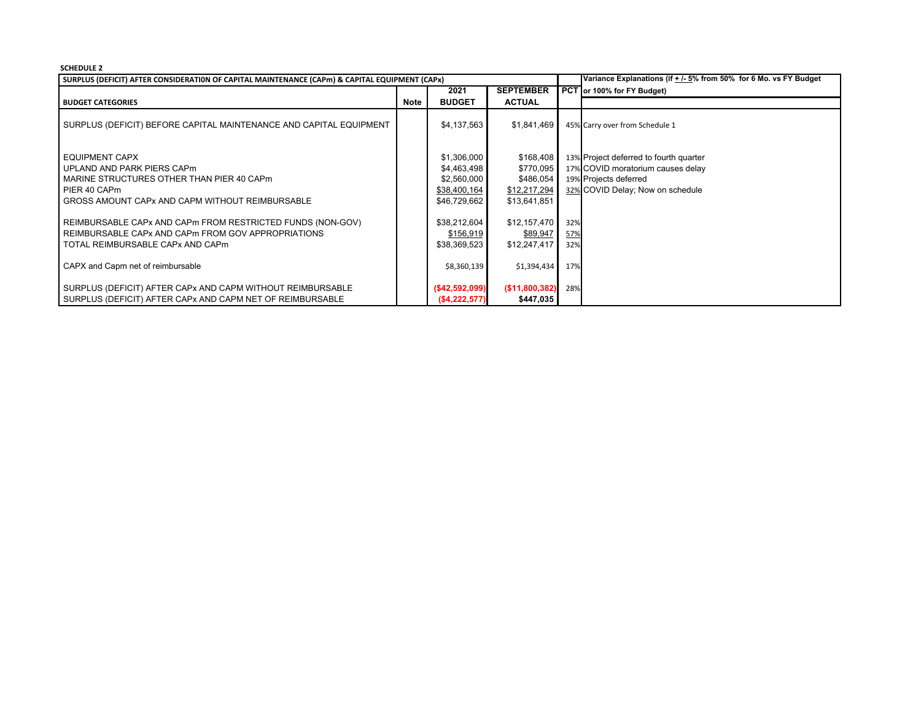**SCHEDULE 2**

| SURPLUS (DEFICIT) AFTER CONSIDERATION OF CAPITAL MAINTENANCE (CAPm) & CAPITAL EQUIPMENT (CAPx) | | | | | Variance Explanations (if + /- 5% from 50% for 6 Mo. vs FY Budget |
|---|---|---|---|---|---|
| | | 2021 | SEPTEMBER | PCT | or 100% for FY Budget) |
| **BUDGET CATEGORIES** | **Note** | **BUDGET** | **ACTUAL** | | |
| SURPLUS (DEFICIT) BEFORE CAPITAL MAINTENANCE AND CAPITAL EQUIPMENT | | $4,137,563 | $1,841,469 | 45% | Carry over from Schedule 1 |
| EQUIPMENT CAPX | | $1,306,000 | $168,408 | 13% | Project deferred to fourth quarter |
| UPLAND AND PARK PIERS CAPm | | $4,463,498 | $770,095 | 17% | COVID moratorium causes delay |
| MARINE STRUCTURES OTHER THAN PIER 40 CAPm | | $2,560,000 | $486,054 | 19% | Projects deferred |
| PIER 40 CAPm | | $38,400,164 | $12,217,294 | 32% | COVID Delay; Now on schedule |
| GROSS AMOUNT CAPx AND CAPM WITHOUT REIMBURSABLE | | $46,729,662 | $13,641,851 | | |
| REIMBURSABLE CAPx AND CAPm FROM RESTRICTED FUNDS (NON-GOV) | | $38,212,604 | $12,157,470 | 32% | |
| REIMBURSABLE CAPx AND CAPm FROM GOV APPROPRIATIONS | | $156,919 | $89,947 | 57% | |
| TOTAL REIMBURSABLE CAPx AND CAPm | | $38,369,523 | $12,247,417 | 32% | |
| CAPX and Capm net of reimbursable | | $8,360,139 | $1,394,434 | 17% | |
| SURPLUS (DEFICIT) AFTER CAPx AND CAPM WITHOUT REIMBURSABLE | | **($42,592,099)** | **($11,800,382)** | 28% | |
| SURPLUS (DEFICIT) AFTER CAPx AND CAPM NET OF REIMBURSABLE | | **($4,222,577)** | **$447,035** | | |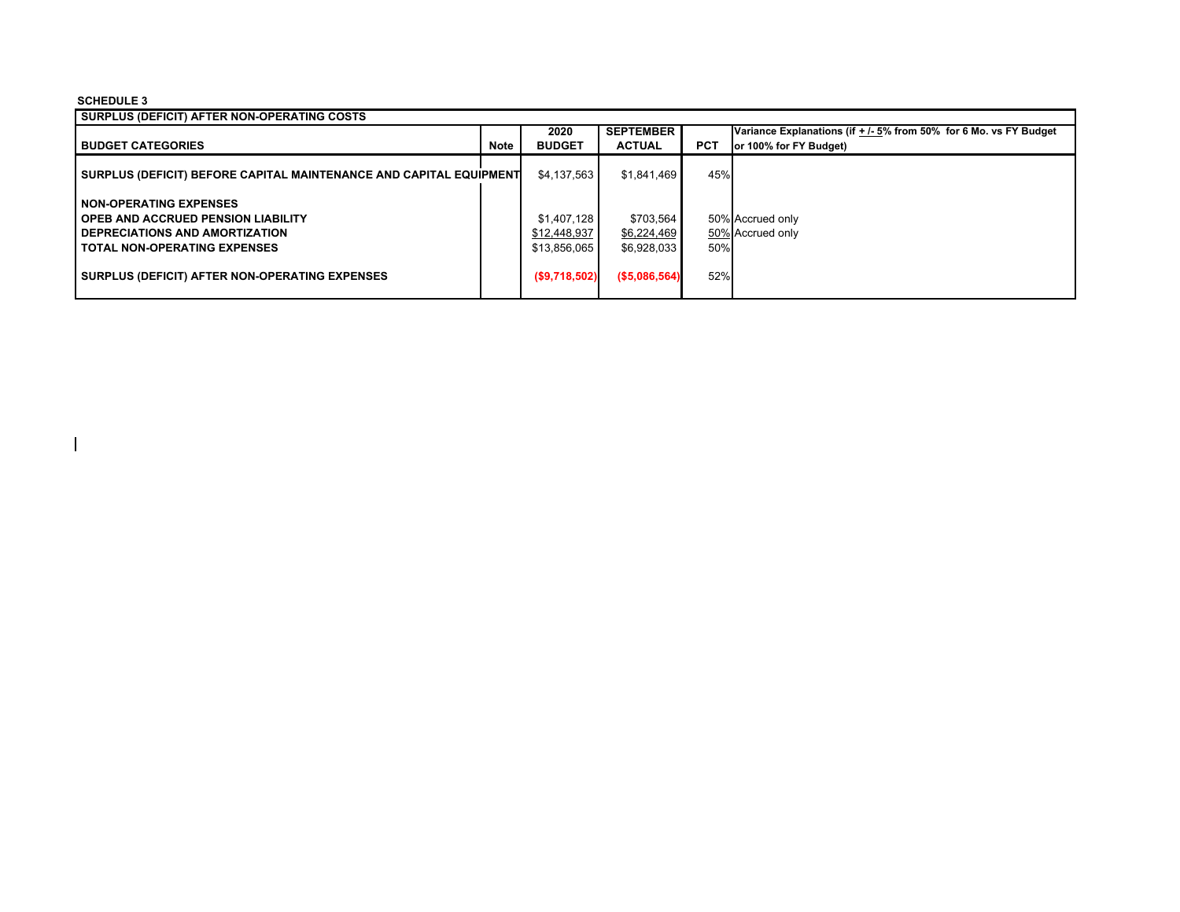**SCHEDULE 3**

| SURPLUS (DEFICIT) AFTER NON-OPERATING COSTS | | | | | |
|---|---|---|---|---|---|
| **BUDGET CATEGORIES** | **Note** | **2020 BUDGET** | **SEPTEMBER ACTUAL** | **PCT** | **Variance Explanations (if + /- 5% from 50% for 6 Mo. vs FY Budget or 100% for FY Budget)** |
| **SURPLUS (DEFICIT) BEFORE CAPITAL MAINTENANCE AND CAPITAL EQUIPMENT** | | $4,137,563 | $1,841,469 | 45% | |
| **NON-OPERATING EXPENSES** | | | | | |
| **OPEB AND ACCRUED PENSION LIABILITY** | | $1,407,128 | $703,564 | 50% | Accrued only |
| **DEPRECIATIONS AND AMORTIZATION** | | $12,448,937 | $6,224,469 | 50% | Accrued only |
| **TOTAL NON-OPERATING EXPENSES** | | $13,856,065 | $6,928,033 | 50% | |
| **SURPLUS (DEFICIT) AFTER NON-OPERATING EXPENSES** | | **($9,718,502)** | **($5,086,564)** | 52% | |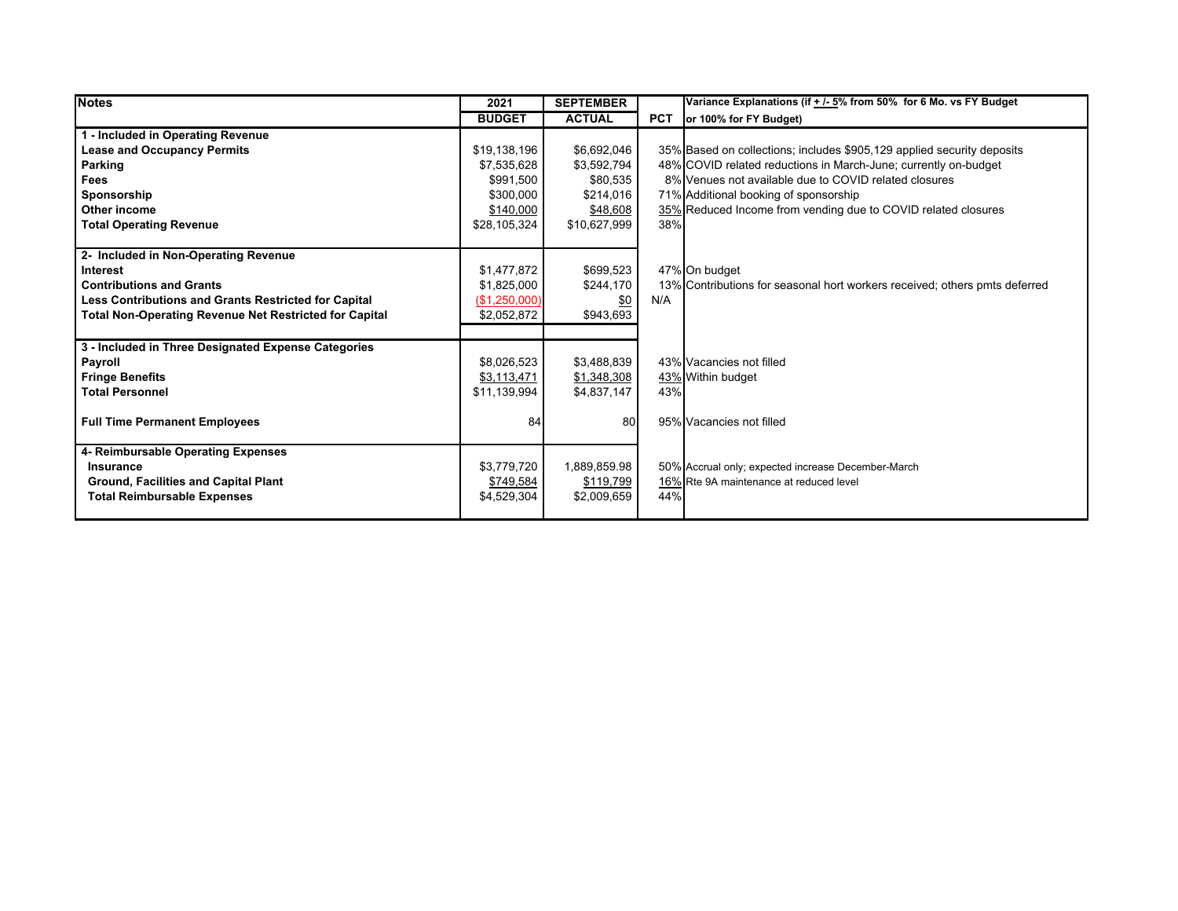| Notes | 2021 BUDGET | SEPTEMBER ACTUAL | PCT | Variance Explanations (if + /- 5% from 50% for 6 Mo. vs FY Budget or 100% for FY Budget) |
|---|---|---|---|---|
| **1 - Included in Operating Revenue** | | | | |
| **Lease and Occupancy Permits** | $19,138,196 | $6,692,046 | 35% | Based on collections; includes $905,129 applied security deposits |
| **Parking** | $7,535,628 | $3,592,794 | 48% | COVID related reductions in March-June; currently on-budget |
| **Fees** | $991,500 | $80,535 | 8% | Venues not available due to COVID related closures |
| **Sponsorship** | $300,000 | $214,016 | 71% | Additional booking of sponsorship |
| **Other income** | $140,000 | $48,608 | 35% | Reduced Income from vending due to COVID related closures |
| **Total Operating Revenue** | $28,105,324 | $10,627,999 | 38% | |
| | | | | |
| **2- Included in Non-Operating Revenue** | | | | |
| **Interest** | $1,477,872 | $699,523 | 47% | On budget |
| **Contributions and Grants** | $1,825,000 | $244,170 | 13% | Contributions for seasonal hort workers received; others pmts deferred |
| **Less Contributions and Grants Restricted for Capital** | ($1,250,000) | $0 | N/A | |
| **Total Non-Operating Revenue Net Restricted for Capital** | $2,052,872 | $943,693 | | |
| | | | | |
| **3 - Included in Three Designated Expense Categories** | | | | |
| **Payroll** | $8,026,523 | $3,488,839 | 43% | Vacancies not filled |
| **Fringe Benefits** | $3,113,471 | $1,348,308 | 43% | Within budget |
| **Total Personnel** | $11,139,994 | $4,837,147 | 43% | |
| | | | | |
| **Full Time Permanent Employees** | 84 | 80 | 95% | Vacancies not filled |
| | | | | |
| **4- Reimbursable Operating Expenses** | | | | |
| **Insurance** | $3,779,720 | 1,889,859.98 | 50% | Accrual only; expected increase December-March |
| **Ground, Facilities and Capital Plant** | $749,584 | $119,799 | 16% | Rte 9A maintenance at reduced level |
| **Total Reimbursable Expenses** | $4,529,304 | $2,009,659 | 44% | |